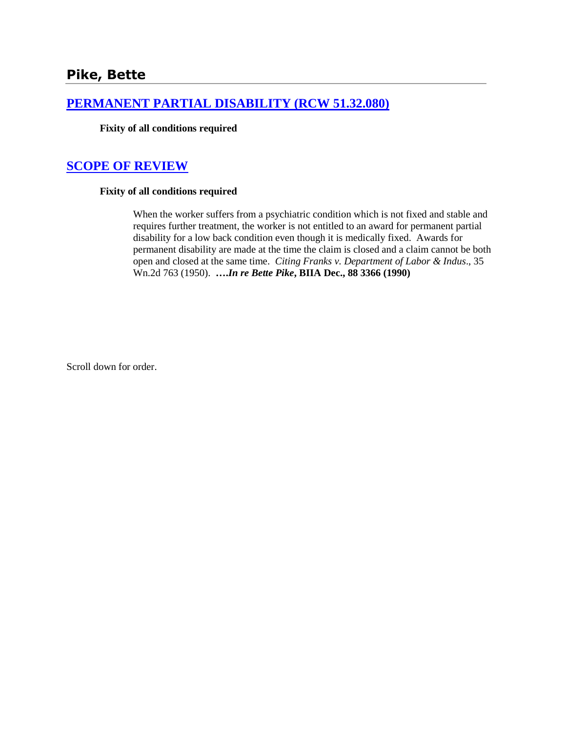## Pike, Bette

## [PERMANENT PARTIAL DISABILITY (RCW 51.32.080)]

**Fixity of all conditions required**

## [SCOPE OF REVIEW]

**Fixity of all conditions required**

> When the worker suffers from a psychiatric condition which is not fixed and stable and requires further treatment, the worker is not entitled to an award for permanent partial disability for a low back condition even though it is medically fixed. Awards for permanent disability are made at the time the claim is closed and a claim cannot be both open and closed at the same time. *Citing Franks v. Department of Labor & Indus*., 35 Wn.2d 763 (1950). **….*In re Bette Pike*, BIIA Dec., 88 3366 (1990)**

Scroll down for order.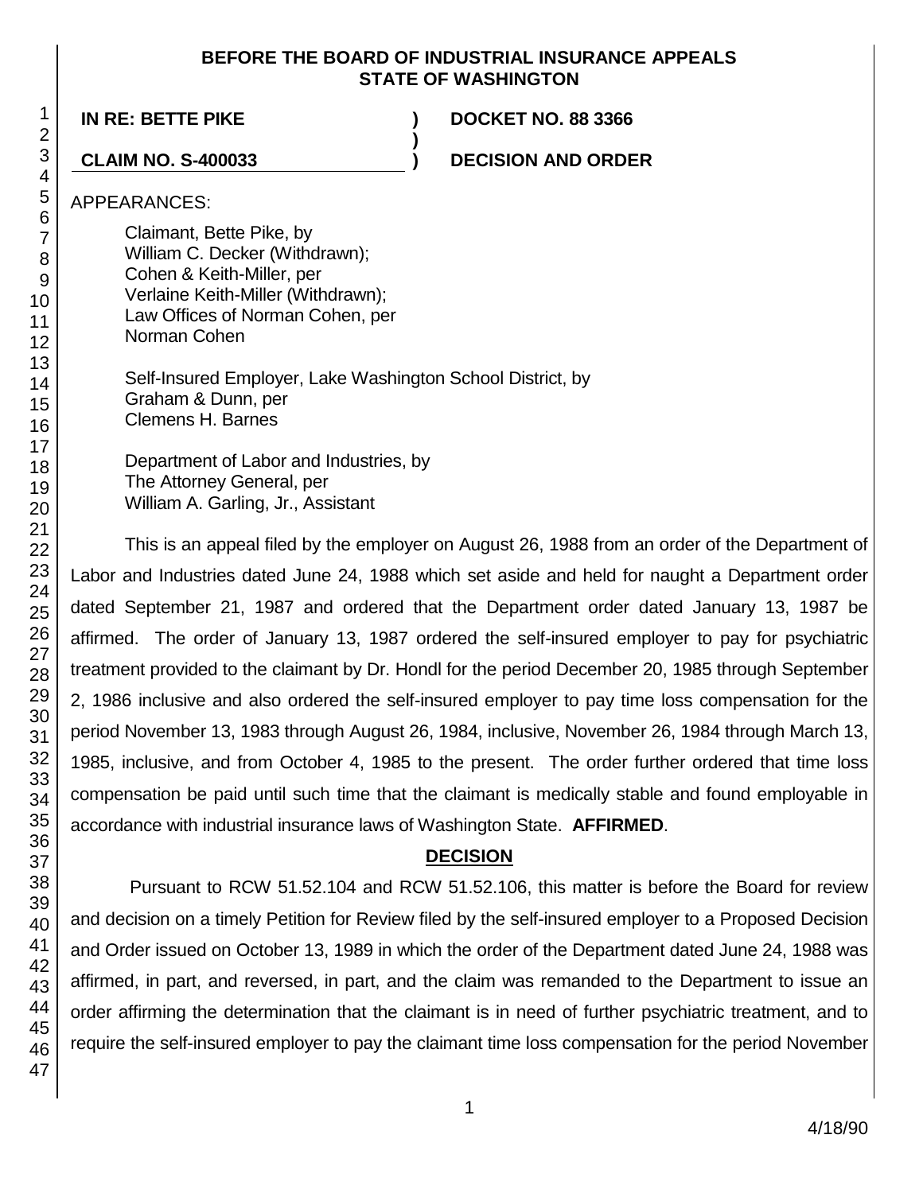**BEFORE THE BOARD OF INDUSTRIAL INSURANCE APPEALS**
**STATE OF WASHINGTON**

| | | |
|---|---|---|
| **IN RE: BETTE PIKE** | **)** | **DOCKET NO. 88 3366** |
| | **)** | |
| **CLAIM NO. S-400033** | **)** | **DECISION AND ORDER** |

APPEARANCES:

Claimant, Bette Pike, by
William C. Decker (Withdrawn);
Cohen & Keith-Miller, per
Verlaine Keith-Miller (Withdrawn);
Law Offices of Norman Cohen, per
Norman Cohen

Self-Insured Employer, Lake Washington School District, by
Graham & Dunn, per
Clemens H. Barnes

Department of Labor and Industries, by
The Attorney General, per
William A. Garling, Jr., Assistant

This is an appeal filed by the employer on August 26, 1988 from an order of the Department of Labor and Industries dated June 24, 1988 which set aside and held for naught a Department order dated September 21, 1987 and ordered that the Department order dated January 13, 1987 be affirmed. The order of January 13, 1987 ordered the self-insured employer to pay for psychiatric treatment provided to the claimant by Dr. Hondl for the period December 20, 1985 through September 2, 1986 inclusive and also ordered the self-insured employer to pay time loss compensation for the period November 13, 1983 through August 26, 1984, inclusive, November 26, 1984 through March 13, 1985, inclusive, and from October 4, 1985 to the present. The order further ordered that time loss compensation be paid until such time that the claimant is medically stable and found employable in accordance with industrial insurance laws of Washington State. **AFFIRMED**.

## DECISION

Pursuant to RCW 51.52.104 and RCW 51.52.106, this matter is before the Board for review and decision on a timely Petition for Review filed by the self-insured employer to a Proposed Decision and Order issued on October 13, 1989 in which the order of the Department dated June 24, 1988 was affirmed, in part, and reversed, in part, and the claim was remanded to the Department to issue an order affirming the determination that the claimant is in need of further psychiatric treatment, and to require the self-insured employer to pay the claimant time loss compensation for the period November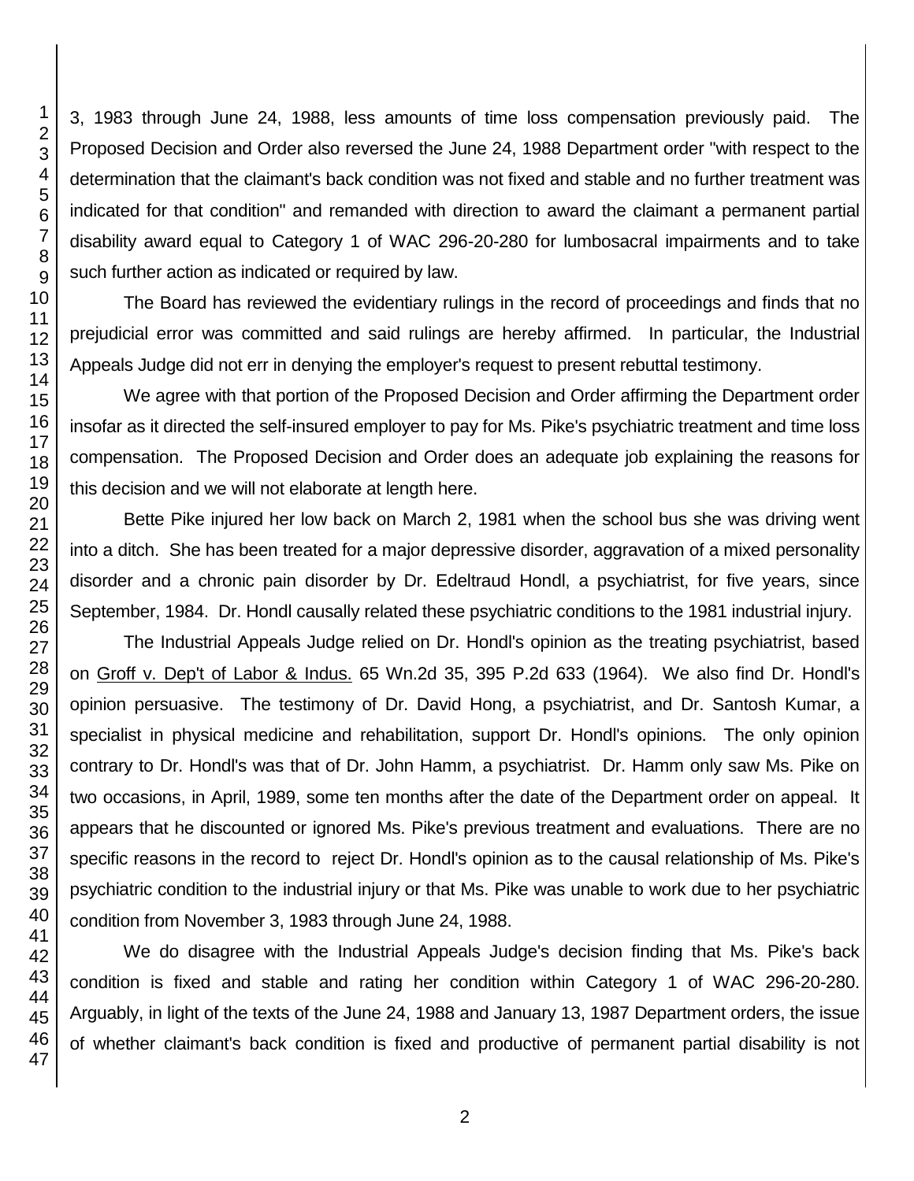3, 1983 through June 24, 1988, less amounts of time loss compensation previously paid. The Proposed Decision and Order also reversed the June 24, 1988 Department order "with respect to the determination that the claimant's back condition was not fixed and stable and no further treatment was indicated for that condition" and remanded with direction to award the claimant a permanent partial disability award equal to Category 1 of WAC 296-20-280 for lumbosacral impairments and to take such further action as indicated or required by law.

The Board has reviewed the evidentiary rulings in the record of proceedings and finds that no prejudicial error was committed and said rulings are hereby affirmed. In particular, the Industrial Appeals Judge did not err in denying the employer's request to present rebuttal testimony.

We agree with that portion of the Proposed Decision and Order affirming the Department order insofar as it directed the self-insured employer to pay for Ms. Pike's psychiatric treatment and time loss compensation. The Proposed Decision and Order does an adequate job explaining the reasons for this decision and we will not elaborate at length here.

Bette Pike injured her low back on March 2, 1981 when the school bus she was driving went into a ditch. She has been treated for a major depressive disorder, aggravation of a mixed personality disorder and a chronic pain disorder by Dr. Edeltraud Hondl, a psychiatrist, for five years, since September, 1984. Dr. Hondl causally related these psychiatric conditions to the 1981 industrial injury.

The Industrial Appeals Judge relied on Dr. Hondl's opinion as the treating psychiatrist, based on Groff v. Dep't of Labor & Indus. 65 Wn.2d 35, 395 P.2d 633 (1964). We also find Dr. Hondl's opinion persuasive. The testimony of Dr. David Hong, a psychiatrist, and Dr. Santosh Kumar, a specialist in physical medicine and rehabilitation, support Dr. Hondl's opinions. The only opinion contrary to Dr. Hondl's was that of Dr. John Hamm, a psychiatrist. Dr. Hamm only saw Ms. Pike on two occasions, in April, 1989, some ten months after the date of the Department order on appeal. It appears that he discounted or ignored Ms. Pike's previous treatment and evaluations. There are no specific reasons in the record to reject Dr. Hondl's opinion as to the causal relationship of Ms. Pike's psychiatric condition to the industrial injury or that Ms. Pike was unable to work due to her psychiatric condition from November 3, 1983 through June 24, 1988.

We do disagree with the Industrial Appeals Judge's decision finding that Ms. Pike's back condition is fixed and stable and rating her condition within Category 1 of WAC 296-20-280. Arguably, in light of the texts of the June 24, 1988 and January 13, 1987 Department orders, the issue of whether claimant's back condition is fixed and productive of permanent partial disability is not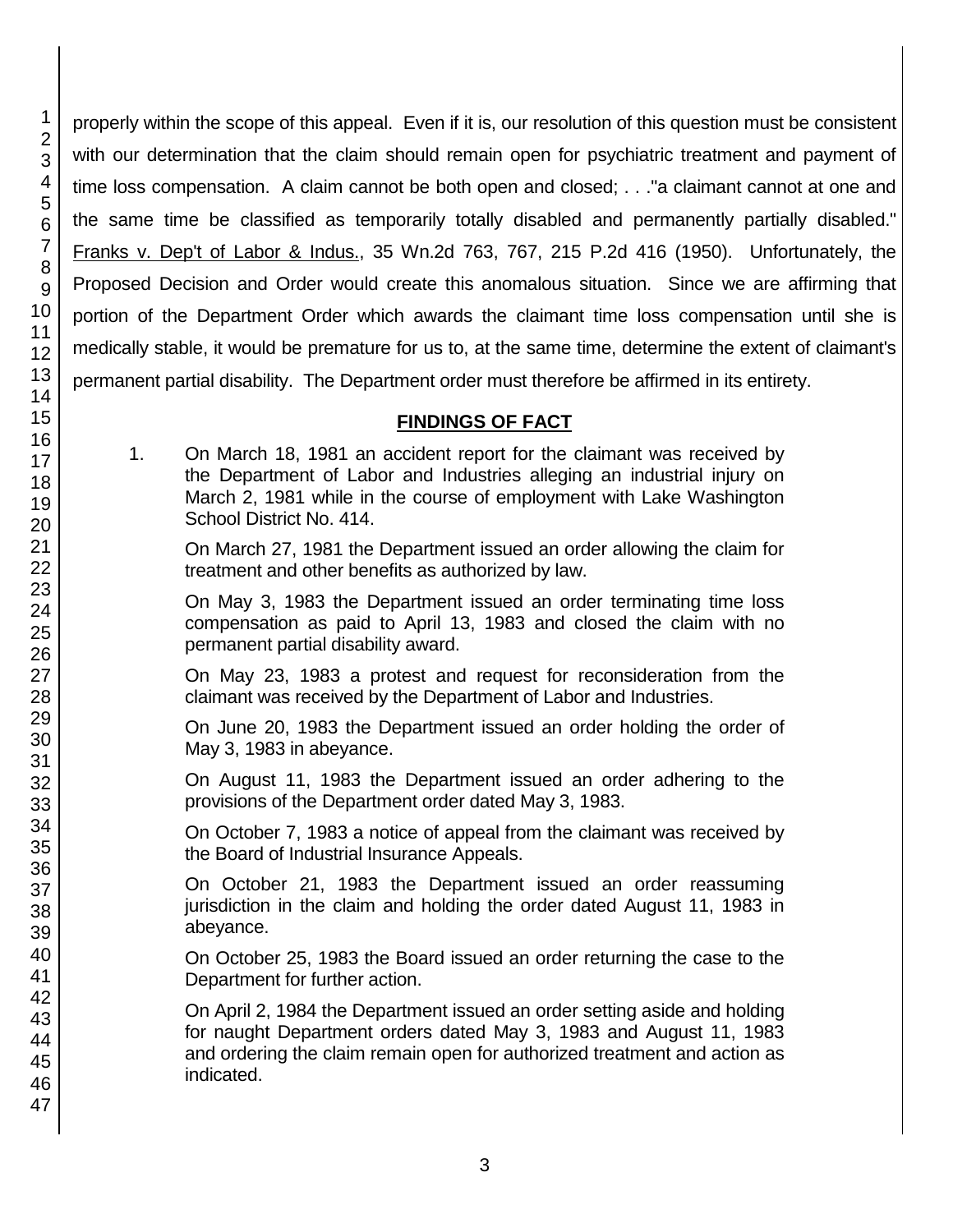properly within the scope of this appeal. Even if it is, our resolution of this question must be consistent with our determination that the claim should remain open for psychiatric treatment and payment of time loss compensation. A claim cannot be both open and closed; . . ."a claimant cannot at one and the same time be classified as temporarily totally disabled and permanently partially disabled." Franks v. Dep't of Labor & Indus., 35 Wn.2d 763, 767, 215 P.2d 416 (1950). Unfortunately, the Proposed Decision and Order would create this anomalous situation. Since we are affirming that portion of the Department Order which awards the claimant time loss compensation until she is medically stable, it would be premature for us to, at the same time, determine the extent of claimant's permanent partial disability. The Department order must therefore be affirmed in its entirety.

## FINDINGS OF FACT

1. On March 18, 1981 an accident report for the claimant was received by the Department of Labor and Industries alleging an industrial injury on March 2, 1981 while in the course of employment with Lake Washington School District No. 414.

   On March 27, 1981 the Department issued an order allowing the claim for treatment and other benefits as authorized by law.

   On May 3, 1983 the Department issued an order terminating time loss compensation as paid to April 13, 1983 and closed the claim with no permanent partial disability award.

   On May 23, 1983 a protest and request for reconsideration from the claimant was received by the Department of Labor and Industries.

   On June 20, 1983 the Department issued an order holding the order of May 3, 1983 in abeyance.

   On August 11, 1983 the Department issued an order adhering to the provisions of the Department order dated May 3, 1983.

   On October 7, 1983 a notice of appeal from the claimant was received by the Board of Industrial Insurance Appeals.

   On October 21, 1983 the Department issued an order reassuming jurisdiction in the claim and holding the order dated August 11, 1983 in abeyance.

   On October 25, 1983 the Board issued an order returning the case to the Department for further action.

   On April 2, 1984 the Department issued an order setting aside and holding for naught Department orders dated May 3, 1983 and August 11, 1983 and ordering the claim remain open for authorized treatment and action as indicated.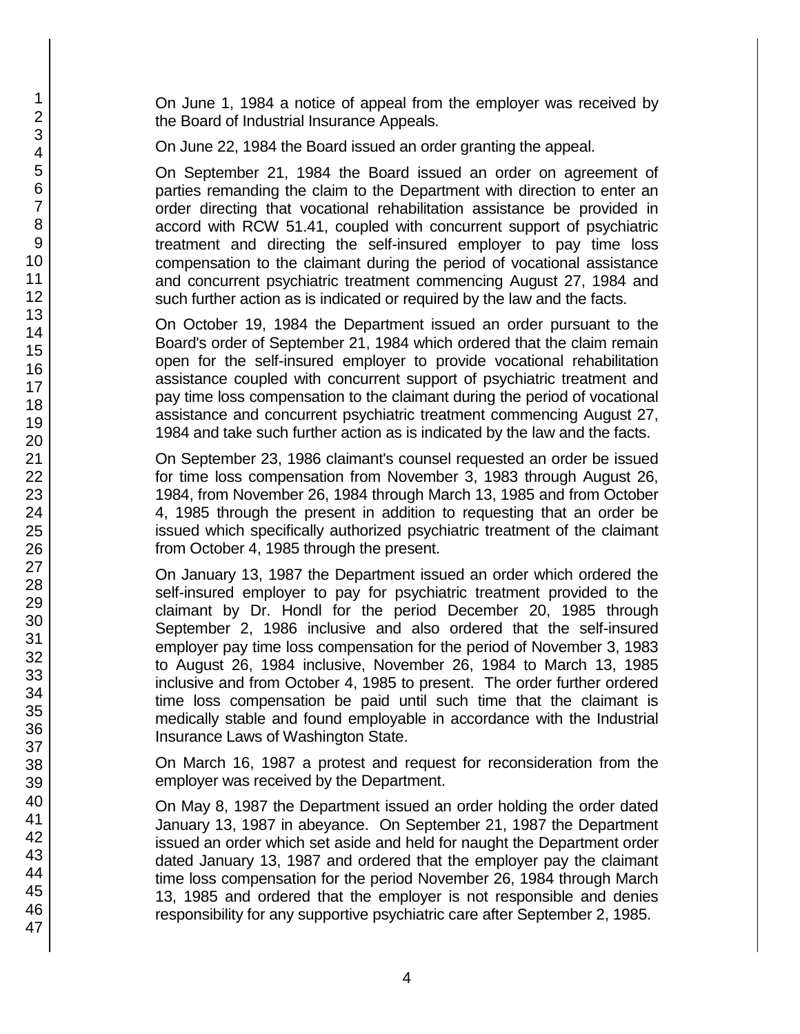On June 1, 1984 a notice of appeal from the employer was received by the Board of Industrial Insurance Appeals.

On June 22, 1984 the Board issued an order granting the appeal.

On September 21, 1984 the Board issued an order on agreement of parties remanding the claim to the Department with direction to enter an order directing that vocational rehabilitation assistance be provided in accord with RCW 51.41, coupled with concurrent support of psychiatric treatment and directing the self-insured employer to pay time loss compensation to the claimant during the period of vocational assistance and concurrent psychiatric treatment commencing August 27, 1984 and such further action as is indicated or required by the law and the facts.

On October 19, 1984 the Department issued an order pursuant to the Board's order of September 21, 1984 which ordered that the claim remain open for the self-insured employer to provide vocational rehabilitation assistance coupled with concurrent support of psychiatric treatment and pay time loss compensation to the claimant during the period of vocational assistance and concurrent psychiatric treatment commencing August 27, 1984 and take such further action as is indicated by the law and the facts.

On September 23, 1986 claimant's counsel requested an order be issued for time loss compensation from November 3, 1983 through August 26, 1984, from November 26, 1984 through March 13, 1985 and from October 4, 1985 through the present in addition to requesting that an order be issued which specifically authorized psychiatric treatment of the claimant from October 4, 1985 through the present.

On January 13, 1987 the Department issued an order which ordered the self-insured employer to pay for psychiatric treatment provided to the claimant by Dr. Hondl for the period December 20, 1985 through September 2, 1986 inclusive and also ordered that the self-insured employer pay time loss compensation for the period of November 3, 1983 to August 26, 1984 inclusive, November 26, 1984 to March 13, 1985 inclusive and from October 4, 1985 to present. The order further ordered time loss compensation be paid until such time that the claimant is medically stable and found employable in accordance with the Industrial Insurance Laws of Washington State.

On March 16, 1987 a protest and request for reconsideration from the employer was received by the Department.

On May 8, 1987 the Department issued an order holding the order dated January 13, 1987 in abeyance. On September 21, 1987 the Department issued an order which set aside and held for naught the Department order dated January 13, 1987 and ordered that the employer pay the claimant time loss compensation for the period November 26, 1984 through March 13, 1985 and ordered that the employer is not responsible and denies responsibility for any supportive psychiatric care after September 2, 1985.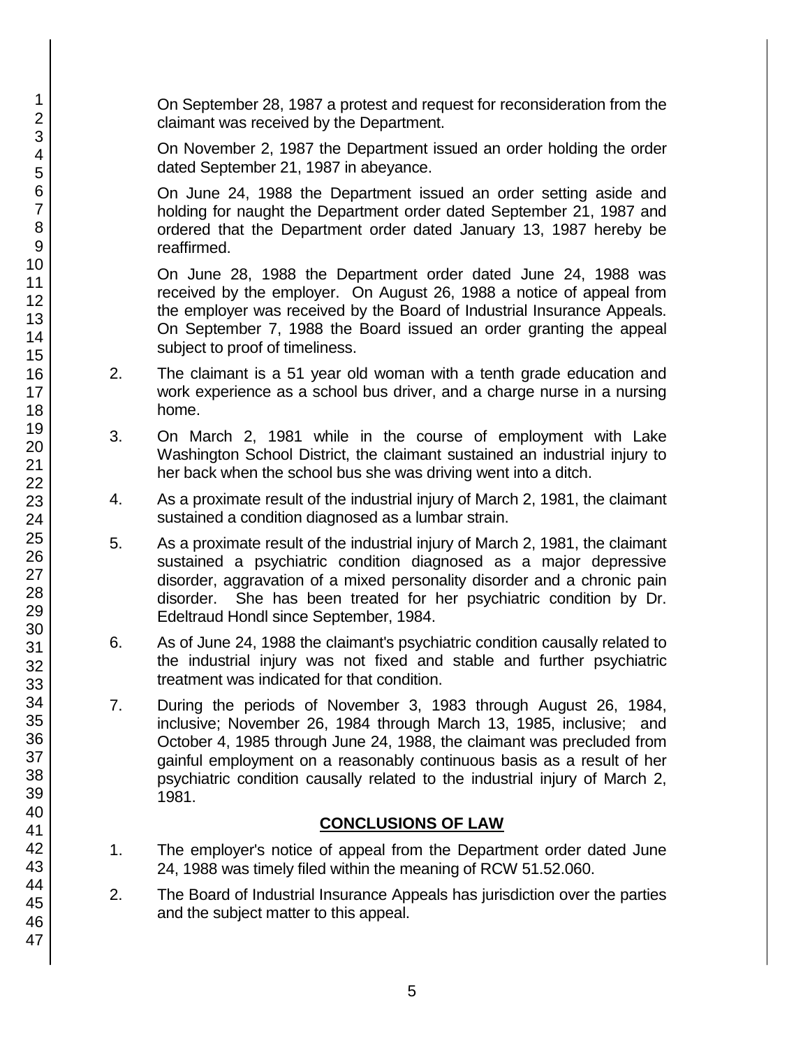On September 28, 1987 a protest and request for reconsideration from the claimant was received by the Department.

On November 2, 1987 the Department issued an order holding the order dated September 21, 1987 in abeyance.

On June 24, 1988 the Department issued an order setting aside and holding for naught the Department order dated September 21, 1987 and ordered that the Department order dated January 13, 1987 hereby be reaffirmed.

On June 28, 1988 the Department order dated June 24, 1988 was received by the employer. On August 26, 1988 a notice of appeal from the employer was received by the Board of Industrial Insurance Appeals. On September 7, 1988 the Board issued an order granting the appeal subject to proof of timeliness.

2. The claimant is a 51 year old woman with a tenth grade education and work experience as a school bus driver, and a charge nurse in a nursing home.

3. On March 2, 1981 while in the course of employment with Lake Washington School District, the claimant sustained an industrial injury to her back when the school bus she was driving went into a ditch.

4. As a proximate result of the industrial injury of March 2, 1981, the claimant sustained a condition diagnosed as a lumbar strain.

5. As a proximate result of the industrial injury of March 2, 1981, the claimant sustained a psychiatric condition diagnosed as a major depressive disorder, aggravation of a mixed personality disorder and a chronic pain disorder. She has been treated for her psychiatric condition by Dr. Edeltraud Hondl since September, 1984.

6. As of June 24, 1988 the claimant's psychiatric condition causally related to the industrial injury was not fixed and stable and further psychiatric treatment was indicated for that condition.

7. During the periods of November 3, 1983 through August 26, 1984, inclusive; November 26, 1984 through March 13, 1985, inclusive; and October 4, 1985 through June 24, 1988, the claimant was precluded from gainful employment on a reasonably continuous basis as a result of her psychiatric condition causally related to the industrial injury of March 2, 1981.

## CONCLUSIONS OF LAW

1. The employer's notice of appeal from the Department order dated June 24, 1988 was timely filed within the meaning of RCW 51.52.060.

2. The Board of Industrial Insurance Appeals has jurisdiction over the parties and the subject matter to this appeal.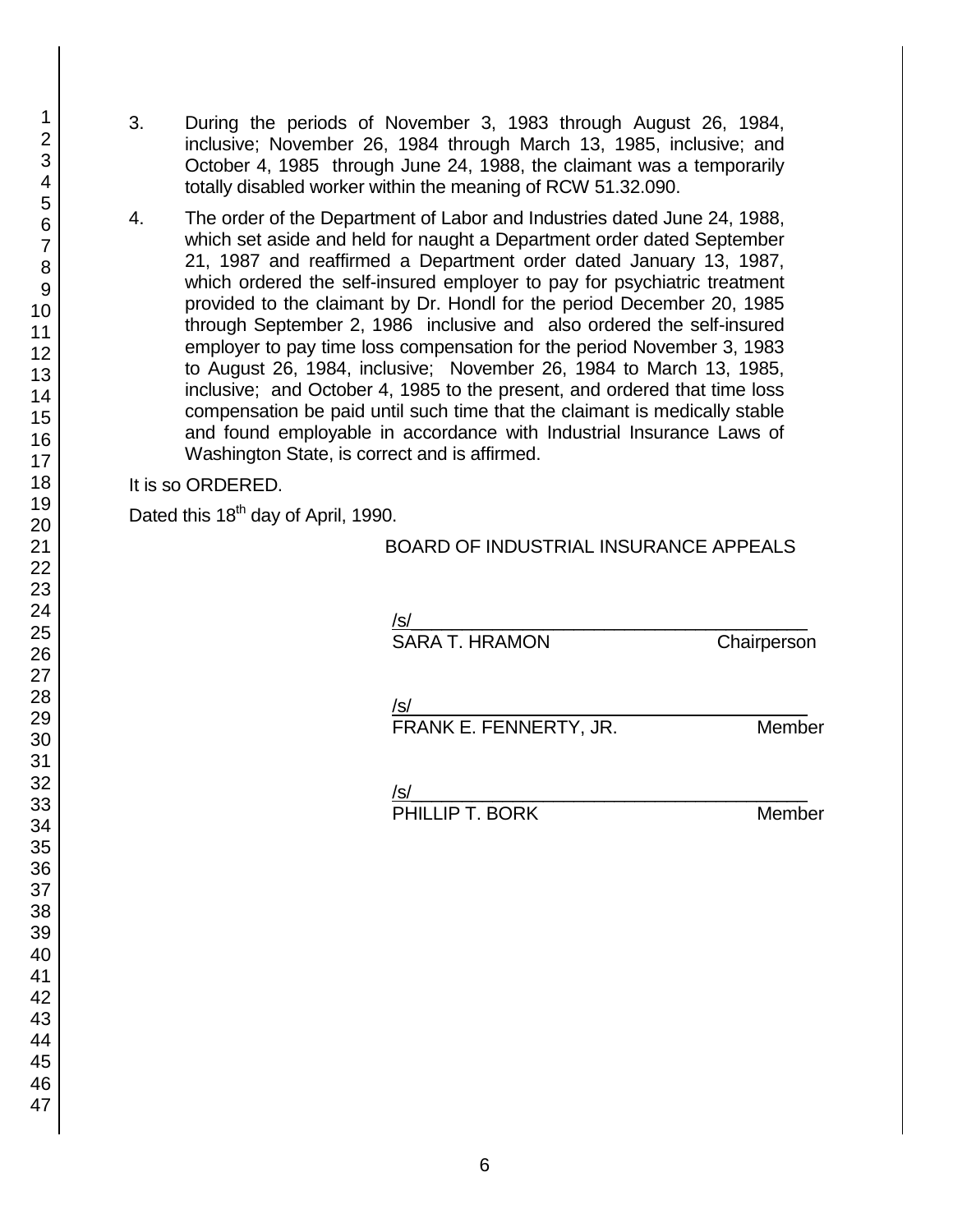3. During the periods of November 3, 1983 through August 26, 1984, inclusive; November 26, 1984 through March 13, 1985, inclusive; and October 4, 1985 through June 24, 1988, the claimant was a temporarily totally disabled worker within the meaning of RCW 51.32.090.

4. The order of the Department of Labor and Industries dated June 24, 1988, which set aside and held for naught a Department order dated September 21, 1987 and reaffirmed a Department order dated January 13, 1987, which ordered the self-insured employer to pay for psychiatric treatment provided to the claimant by Dr. Hondl for the period December 20, 1985 through September 2, 1986 inclusive and also ordered the self-insured employer to pay time loss compensation for the period November 3, 1983 to August 26, 1984, inclusive; November 26, 1984 to March 13, 1985, inclusive; and October 4, 1985 to the present, and ordered that time loss compensation be paid until such time that the claimant is medically stable and found employable in accordance with Industrial Insurance Laws of Washington State, is correct and is affirmed.

It is so ORDERED.

Dated this 18th day of April, 1990.

BOARD OF INDUSTRIAL INSURANCE APPEALS

/s/
SARA T. HRAMON Chairperson

/s/
FRANK E. FENNERTY, JR. Member

/s/
PHILLIP T. BORK Member